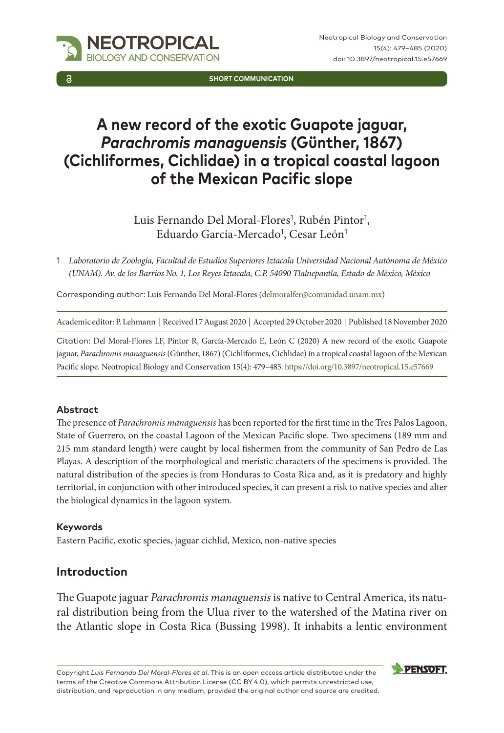SHORT COMMUNICATION

# A new record of the exotic Guapote jaguar, *Parachromis managuensis* (Günther, 1867) (Cichliformes, Cichlidae) in a tropical coastal lagoon of the Mexican Pacific slope

Luis Fernando Del Moral-Flores[1], Rubén Pintor[1], Eduardo García-Mercado[1], Cesar León[1]

1 *Laboratorio de Zoología, Facultad de Estudios Superiores Iztacala Universidad Nacional Autónoma de México (UNAM). Av. de los Barrios No. 1, Los Reyes Iztacala, C.P. 54090 Tlalnepantla, Estado de México, México*

Corresponding author: Luis Fernando Del Moral-Flores (delmoralfer@comunidad.unam.mx)

Academic editor: P. Lehmann | Received 17 August 2020 | Accepted 29 October 2020 | Published 18 November 2020

Citation: Del Moral-Flores LF, Pintor R, García-Mercado E, León C (2020) A new record of the exotic Guapote jaguar, *Parachromis managuensis* (Günther, 1867) (Cichliformes, Cichlidae) in a tropical coastal lagoon of the Mexican Pacific slope. Neotropical Biology and Conservation 15(4): 479–485. https://doi.org/10.3897/neotropical.15.e57669

#### Abstract

The presence of *Parachromis managuensis* has been reported for the first time in the Tres Palos Lagoon, State of Guerrero, on the coastal Lagoon of the Mexican Pacific slope. Two specimens (189 mm and 215 mm standard length) were caught by local fishermen from the community of San Pedro de Las Playas. A description of the morphological and meristic characters of the specimens is provided. The natural distribution of the species is from Honduras to Costa Rica and, as it is predatory and highly territorial, in conjunction with other introduced species, it can present a risk to native species and alter the biological dynamics in the lagoon system.

#### Keywords

Eastern Pacific, exotic species, jaguar cichlid, Mexico, non-native species

## Introduction

The Guapote jaguar *Parachromis managuensis* is native to Central America, its natural distribution being from the Ulua river to the watershed of the Matina river on the Atlantic slope in Costa Rica (Bussing 1998). It inhabits a lentic environment

Copyright *Luis Fernando Del Moral-Flores et al.* This is an open access article distributed under the terms of the Creative Commons Attribution License (CC BY 4.0), which permits unrestricted use, distribution, and reproduction in any medium, provided the original author and source are credited.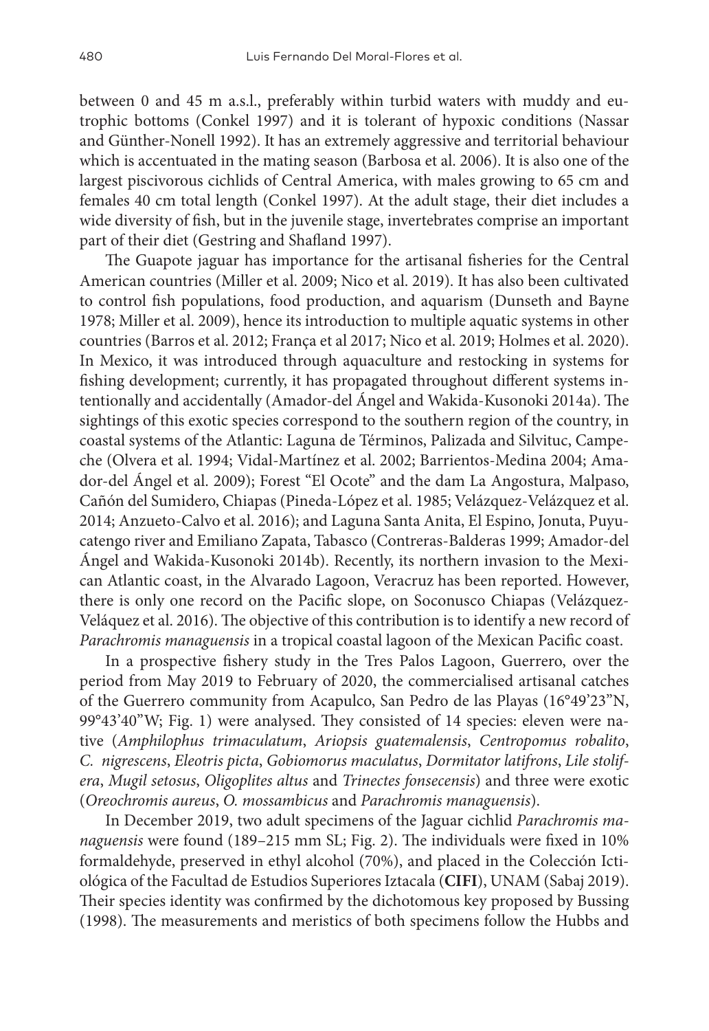between 0 and 45 m a.s.l., preferably within turbid waters with muddy and eutrophic bottoms (Conkel 1997) and it is tolerant of hypoxic conditions (Nassar and Günther-Nonell 1992). It has an extremely aggressive and territorial behaviour which is accentuated in the mating season (Barbosa et al. 2006). It is also one of the largest piscivorous cichlids of Central America, with males growing to 65 cm and females 40 cm total length (Conkel 1997). At the adult stage, their diet includes a wide diversity of fish, but in the juvenile stage, invertebrates comprise an important part of their diet (Gestring and Shafland 1997).

The Guapote jaguar has importance for the artisanal fisheries for the Central American countries (Miller et al. 2009; Nico et al. 2019). It has also been cultivated to control fish populations, food production, and aquarism (Dunseth and Bayne 1978; Miller et al. 2009), hence its introduction to multiple aquatic systems in other countries (Barros et al. 2012; França et al 2017; Nico et al. 2019; Holmes et al. 2020). In Mexico, it was introduced through aquaculture and restocking in systems for fishing development; currently, it has propagated throughout different systems intentionally and accidentally (Amador-del Ángel and Wakida-Kusonoki 2014a). The sightings of this exotic species correspond to the southern region of the country, in coastal systems of the Atlantic: Laguna de Términos, Palizada and Silvituc, Campeche (Olvera et al. 1994; Vidal-Martínez et al. 2002; Barrientos-Medina 2004; Amador-del Ángel et al. 2009); Forest "El Ocote" and the dam La Angostura, Malpaso, Cañón del Sumidero, Chiapas (Pineda-López et al. 1985; Velázquez-Velázquez et al. 2014; Anzueto-Calvo et al. 2016); and Laguna Santa Anita, El Espino, Jonuta, Puyucatengo river and Emiliano Zapata, Tabasco (Contreras-Balderas 1999; Amador-del Ángel and Wakida-Kusonoki 2014b). Recently, its northern invasion to the Mexican Atlantic coast, in the Alvarado Lagoon, Veracruz has been reported. However, there is only one record on the Pacific slope, on Soconusco Chiapas (Velázquez-Veláquez et al. 2016). The objective of this contribution is to identify a new record of *Parachromis managuensis* in a tropical coastal lagoon of the Mexican Pacific coast.

In a prospective fishery study in the Tres Palos Lagoon, Guerrero, over the period from May 2019 to February of 2020, the commercialised artisanal catches of the Guerrero community from Acapulco, San Pedro de las Playas (16°49'23"N, 99°43'40"W; Fig. 1) were analysed. They consisted of 14 species: eleven were native (*Amphilophus trimaculatum*, *Ariopsis guatemalensis*, *Centropomus robalito*, *C. nigrescens*, *Eleotris picta*, *Gobiomorus maculatus*, *Dormitator latifrons*, *Lile stolifera*, *Mugil setosus*, *Oligoplites altus* and *Trinectes fonsecensis*) and three were exotic (*Oreochromis aureus*, *O. mossambicus* and *Parachromis managuensis*).

In December 2019, two adult specimens of the Jaguar cichlid *Parachromis managuensis* were found (189–215 mm SL; Fig. 2). The individuals were fixed in 10% formaldehyde, preserved in ethyl alcohol (70%), and placed in the Colección Ictiológica of the Facultad de Estudios Superiores Iztacala (**CIFI**), UNAM (Sabaj 2019). Their species identity was confirmed by the dichotomous key proposed by Bussing (1998). The measurements and meristics of both specimens follow the Hubbs and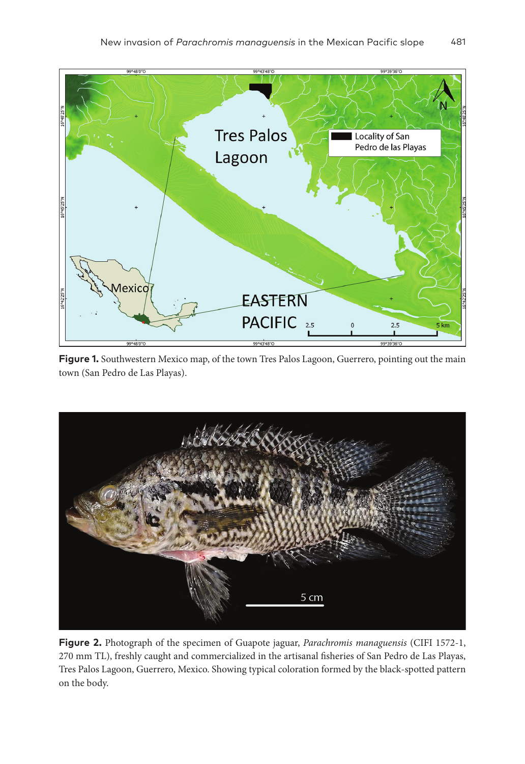**Figure 1.** Southwestern Mexico map, of the town Tres Palos Lagoon, Guerrero, pointing out the main town (San Pedro de Las Playas).

**Figure 2.** Photograph of the specimen of Guapote jaguar, *Parachromis managuensis* (CIFI 1572-1, 270 mm TL), freshly caught and commercialized in the artisanal fisheries of San Pedro de Las Playas, Tres Palos Lagoon, Guerrero, Mexico. Showing typical coloration formed by the black-spotted pattern on the body.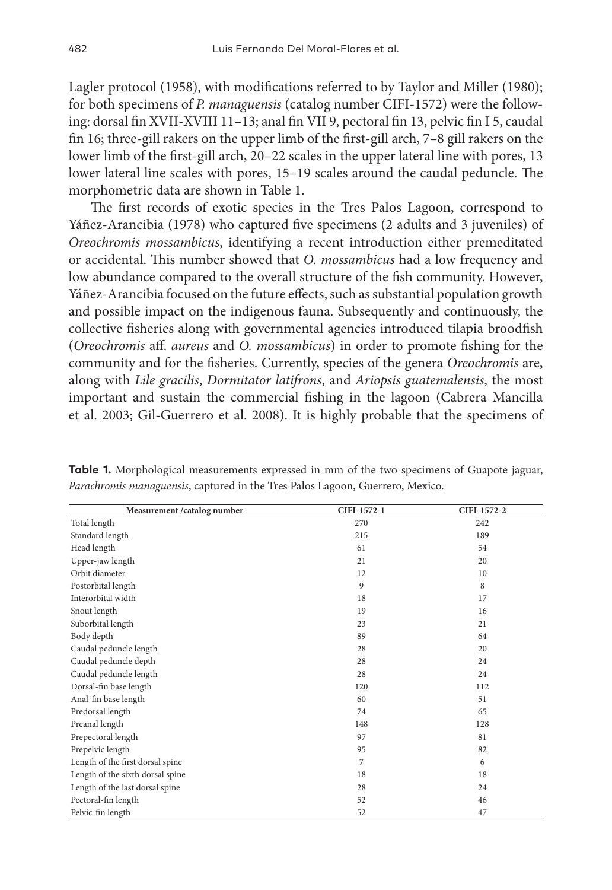Lagler protocol (1958), with modifications referred to by Taylor and Miller (1980); for both specimens of *P. managuensis* (catalog number CIFI-1572) were the following: dorsal fin XVII-XVIII 11–13; anal fin VII 9, pectoral fin 13, pelvic fin I 5, caudal fin 16; three-gill rakers on the upper limb of the first-gill arch, 7–8 gill rakers on the lower limb of the first-gill arch, 20–22 scales in the upper lateral line with pores, 13 lower lateral line scales with pores, 15–19 scales around the caudal peduncle. The morphometric data are shown in Table 1.

The first records of exotic species in the Tres Palos Lagoon, correspond to Yáñez-Arancibia (1978) who captured five specimens (2 adults and 3 juveniles) of *Oreochromis mossambicus*, identifying a recent introduction either premeditated or accidental. This number showed that *O. mossambicus* had a low frequency and low abundance compared to the overall structure of the fish community. However, Yáñez-Arancibia focused on the future effects, such as substantial population growth and possible impact on the indigenous fauna. Subsequently and continuously, the collective fisheries along with governmental agencies introduced tilapia broodfish (*Oreochromis* aff. *aureus* and *O. mossambicus*) in order to promote fishing for the community and for the fisheries. Currently, species of the genera *Oreochromis* are, along with *Lile gracilis*, *Dormitator latifrons*, and *Ariopsis guatemalensis*, the most important and sustain the commercial fishing in the lagoon (Cabrera Mancilla et al. 2003; Gil-Guerrero et al. 2008). It is highly probable that the specimens of

**Table 1.** Morphological measurements expressed in mm of the two specimens of Guapote jaguar, *Parachromis managuensis*, captured in the Tres Palos Lagoon, Guerrero, Mexico.

| Measurement /catalog number | CIFI-1572-1 | CIFI-1572-2 |
|---|---|---|
| Total length | 270 | 242 |
| Standard length | 215 | 189 |
| Head length | 61 | 54 |
| Upper-jaw length | 21 | 20 |
| Orbit diameter | 12 | 10 |
| Postorbital length | 9 | 8 |
| Interorbital width | 18 | 17 |
| Snout length | 19 | 16 |
| Suborbital length | 23 | 21 |
| Body depth | 89 | 64 |
| Caudal peduncle length | 28 | 20 |
| Caudal peduncle depth | 28 | 24 |
| Caudal peduncle length | 28 | 24 |
| Dorsal-fin base length | 120 | 112 |
| Anal-fin base length | 60 | 51 |
| Predorsal length | 74 | 65 |
| Preanal length | 148 | 128 |
| Prepectoral length | 97 | 81 |
| Prepelvic length | 95 | 82 |
| Length of the first dorsal spine | 7 | 6 |
| Length of the sixth dorsal spine | 18 | 18 |
| Length of the last dorsal spine | 28 | 24 |
| Pectoral-fin length | 52 | 46 |
| Pelvic-fin length | 52 | 47 |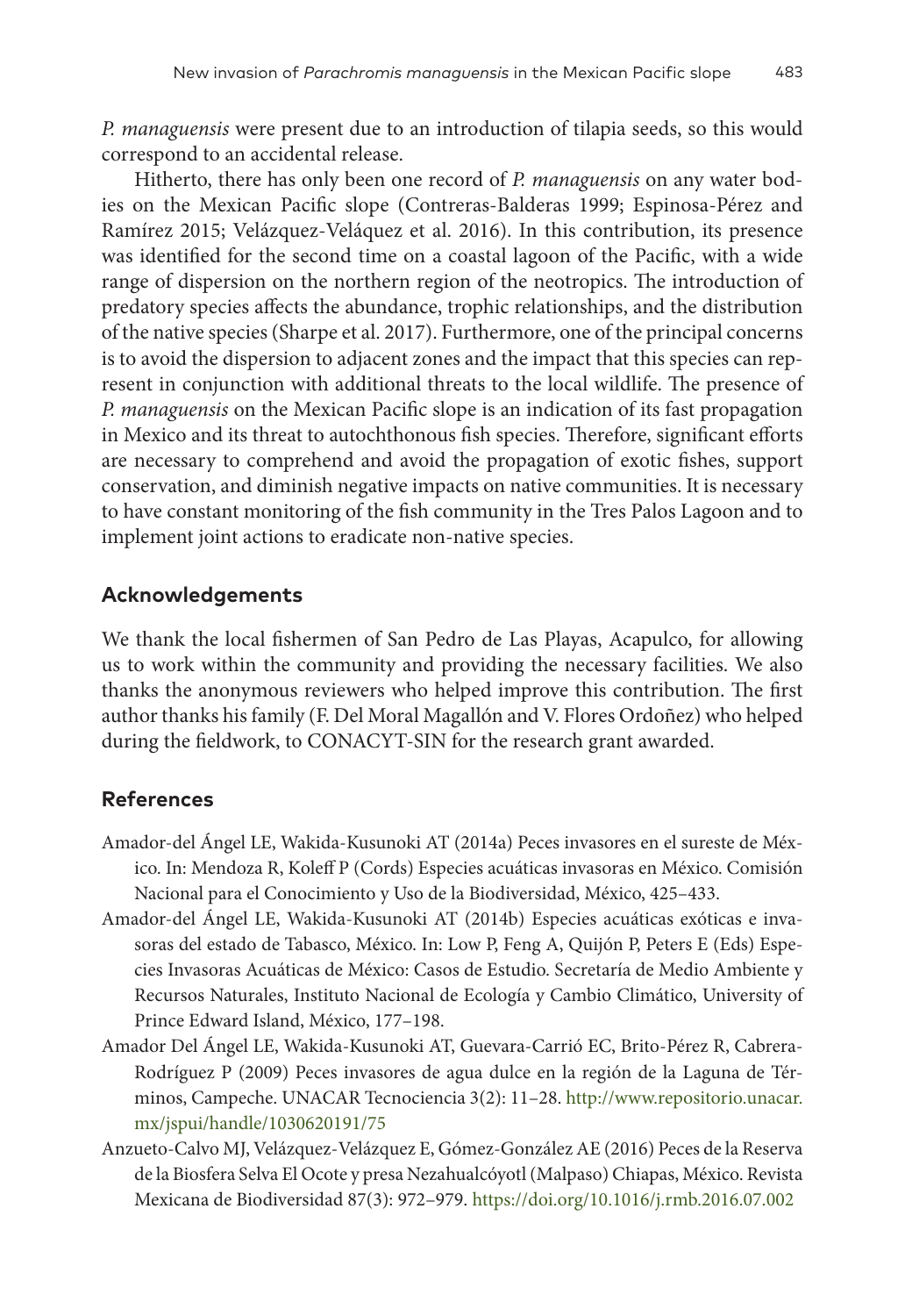*P. managuensis* were present due to an introduction of tilapia seeds, so this would correspond to an accidental release.

Hitherto, there has only been one record of *P. managuensis* on any water bodies on the Mexican Pacific slope (Contreras-Balderas 1999; Espinosa-Pérez and Ramírez 2015; Velázquez-Veláquez et al. 2016). In this contribution, its presence was identified for the second time on a coastal lagoon of the Pacific, with a wide range of dispersion on the northern region of the neotropics. The introduction of predatory species affects the abundance, trophic relationships, and the distribution of the native species (Sharpe et al. 2017). Furthermore, one of the principal concerns is to avoid the dispersion to adjacent zones and the impact that this species can represent in conjunction with additional threats to the local wildlife. The presence of *P. managuensis* on the Mexican Pacific slope is an indication of its fast propagation in Mexico and its threat to autochthonous fish species. Therefore, significant efforts are necessary to comprehend and avoid the propagation of exotic fishes, support conservation, and diminish negative impacts on native communities. It is necessary to have constant monitoring of the fish community in the Tres Palos Lagoon and to implement joint actions to eradicate non-native species.

## Acknowledgements

We thank the local fishermen of San Pedro de Las Playas, Acapulco, for allowing us to work within the community and providing the necessary facilities. We also thanks the anonymous reviewers who helped improve this contribution. The first author thanks his family (F. Del Moral Magallón and V. Flores Ordoñez) who helped during the fieldwork, to CONACYT-SIN for the research grant awarded.

## References

Amador-del Ángel LE, Wakida-Kusunoki AT (2014a) Peces invasores en el sureste de México. In: Mendoza R, Koleff P (Cords) Especies acuáticas invasoras en México. Comisión Nacional para el Conocimiento y Uso de la Biodiversidad, México, 425–433.

Amador-del Ángel LE, Wakida-Kusunoki AT (2014b) Especies acuáticas exóticas e invasoras del estado de Tabasco, México. In: Low P, Feng A, Quijón P, Peters E (Eds) Especies Invasoras Acuáticas de México: Casos de Estudio. Secretaría de Medio Ambiente y Recursos Naturales, Instituto Nacional de Ecología y Cambio Climático, University of Prince Edward Island, México, 177–198.

Amador Del Ángel LE, Wakida-Kusunoki AT, Guevara-Carrió EC, Brito-Pérez R, Cabrera-Rodríguez P (2009) Peces invasores de agua dulce en la región de la Laguna de Términos, Campeche. UNACAR Tecnociencia 3(2): 11–28. http://www.repositorio.unacar.mx/jspui/handle/1030620191/75

Anzueto-Calvo MJ, Velázquez-Velázquez E, Gómez-González AE (2016) Peces de la Reserva de la Biosfera Selva El Ocote y presa Nezahualcóyotl (Malpaso) Chiapas, México. Revista Mexicana de Biodiversidad 87(3): 972–979. https://doi.org/10.1016/j.rmb.2016.07.002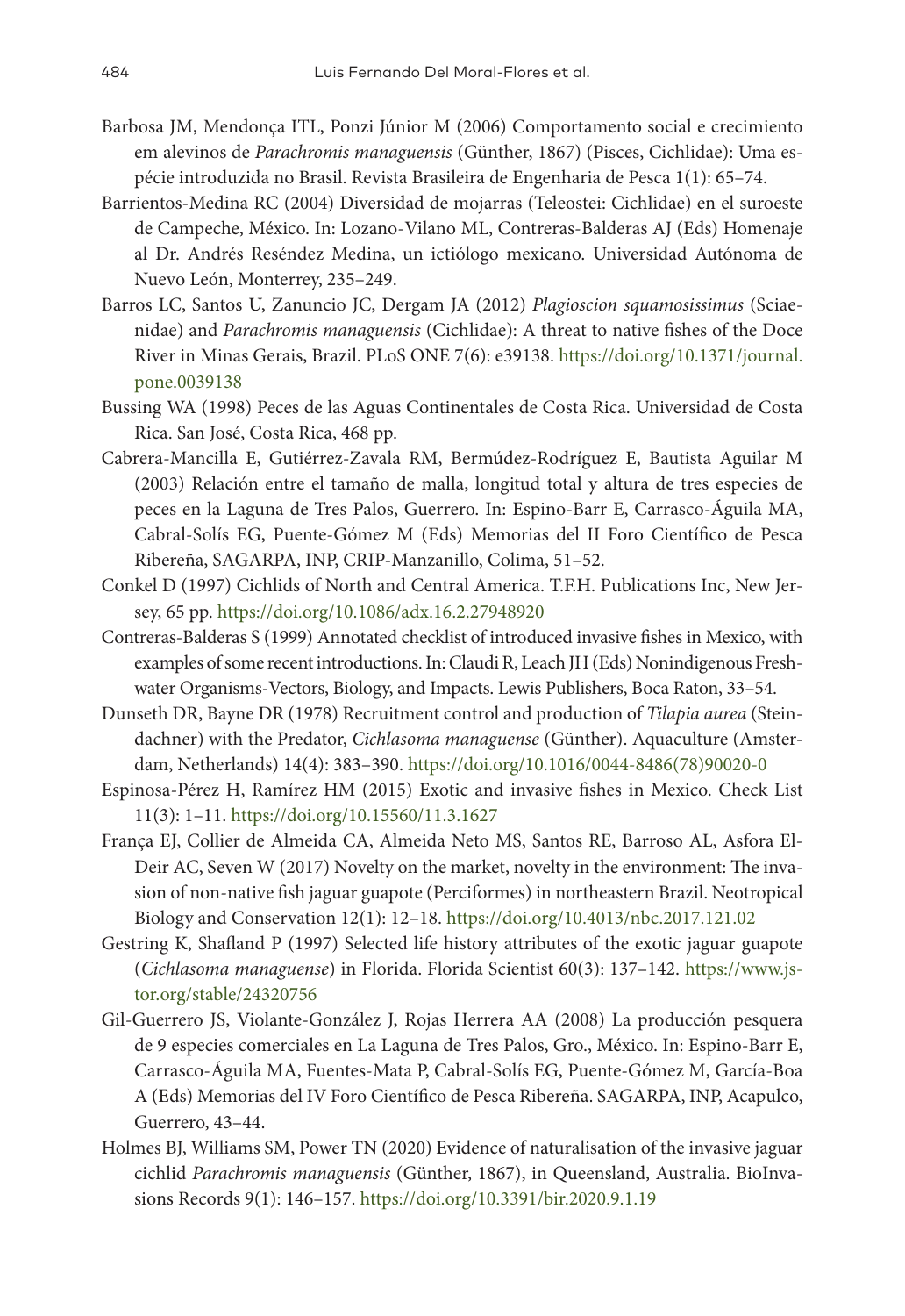Barbosa JM, Mendonça ITL, Ponzi Júnior M (2006) Comportamento social e crecimiento em alevinos de *Parachromis managuensis* (Günther, 1867) (Pisces, Cichlidae): Uma espécie introduzida no Brasil. Revista Brasileira de Engenharia de Pesca 1(1): 65–74.

Barrientos-Medina RC (2004) Diversidad de mojarras (Teleostei: Cichlidae) en el suroeste de Campeche, México. In: Lozano-Vilano ML, Contreras-Balderas AJ (Eds) Homenaje al Dr. Andrés Reséndez Medina, un ictiólogo mexicano. Universidad Autónoma de Nuevo León, Monterrey, 235–249.

Barros LC, Santos U, Zanuncio JC, Dergam JA (2012) *Plagioscion squamosissimus* (Sciaenidae) and *Parachromis managuensis* (Cichlidae): A threat to native fishes of the Doce River in Minas Gerais, Brazil. PLoS ONE 7(6): e39138. https://doi.org/10.1371/journal.pone.0039138

Bussing WA (1998) Peces de las Aguas Continentales de Costa Rica. Universidad de Costa Rica. San José, Costa Rica, 468 pp.

Cabrera-Mancilla E, Gutiérrez-Zavala RM, Bermúdez-Rodríguez E, Bautista Aguilar M (2003) Relación entre el tamaño de malla, longitud total y altura de tres especies de peces en la Laguna de Tres Palos, Guerrero. In: Espino-Barr E, Carrasco-Águila MA, Cabral-Solís EG, Puente-Gómez M (Eds) Memorias del II Foro Científico de Pesca Ribereña, SAGARPA, INP, CRIP-Manzanillo, Colima, 51–52.

Conkel D (1997) Cichlids of North and Central America. T.F.H. Publications Inc, New Jersey, 65 pp. https://doi.org/10.1086/adx.16.2.27948920

Contreras-Balderas S (1999) Annotated checklist of introduced invasive fishes in Mexico, with examples of some recent introductions. In: Claudi R, Leach JH (Eds) Nonindigenous Freshwater Organisms-Vectors, Biology, and Impacts. Lewis Publishers, Boca Raton, 33–54.

Dunseth DR, Bayne DR (1978) Recruitment control and production of *Tilapia aurea* (Steindachner) with the Predator, *Cichlasoma managuense* (Günther). Aquaculture (Amsterdam, Netherlands) 14(4): 383–390. https://doi.org/10.1016/0044-8486(78)90020-0

Espinosa-Pérez H, Ramírez HM (2015) Exotic and invasive fishes in Mexico. Check List 11(3): 1–11. https://doi.org/10.15560/11.3.1627

França EJ, Collier de Almeida CA, Almeida Neto MS, Santos RE, Barroso AL, Asfora El-Deir AC, Seven W (2017) Novelty on the market, novelty in the environment: The invasion of non-native fish jaguar guapote (Perciformes) in northeastern Brazil. Neotropical Biology and Conservation 12(1): 12–18. https://doi.org/10.4013/nbc.2017.121.02

Gestring K, Shafland P (1997) Selected life history attributes of the exotic jaguar guapote (*Cichlasoma managuense*) in Florida. Florida Scientist 60(3): 137–142. https://www.jstor.org/stable/24320756

Gil-Guerrero JS, Violante-González J, Rojas Herrera AA (2008) La producción pesquera de 9 especies comerciales en La Laguna de Tres Palos, Gro., México. In: Espino-Barr E, Carrasco-Águila MA, Fuentes-Mata P, Cabral-Solís EG, Puente-Gómez M, García-Boa A (Eds) Memorias del IV Foro Científico de Pesca Ribereña. SAGARPA, INP, Acapulco, Guerrero, 43–44.

Holmes BJ, Williams SM, Power TN (2020) Evidence of naturalisation of the invasive jaguar cichlid *Parachromis managuensis* (Günther, 1867), in Queensland, Australia. BioInvasions Records 9(1): 146–157. https://doi.org/10.3391/bir.2020.9.1.19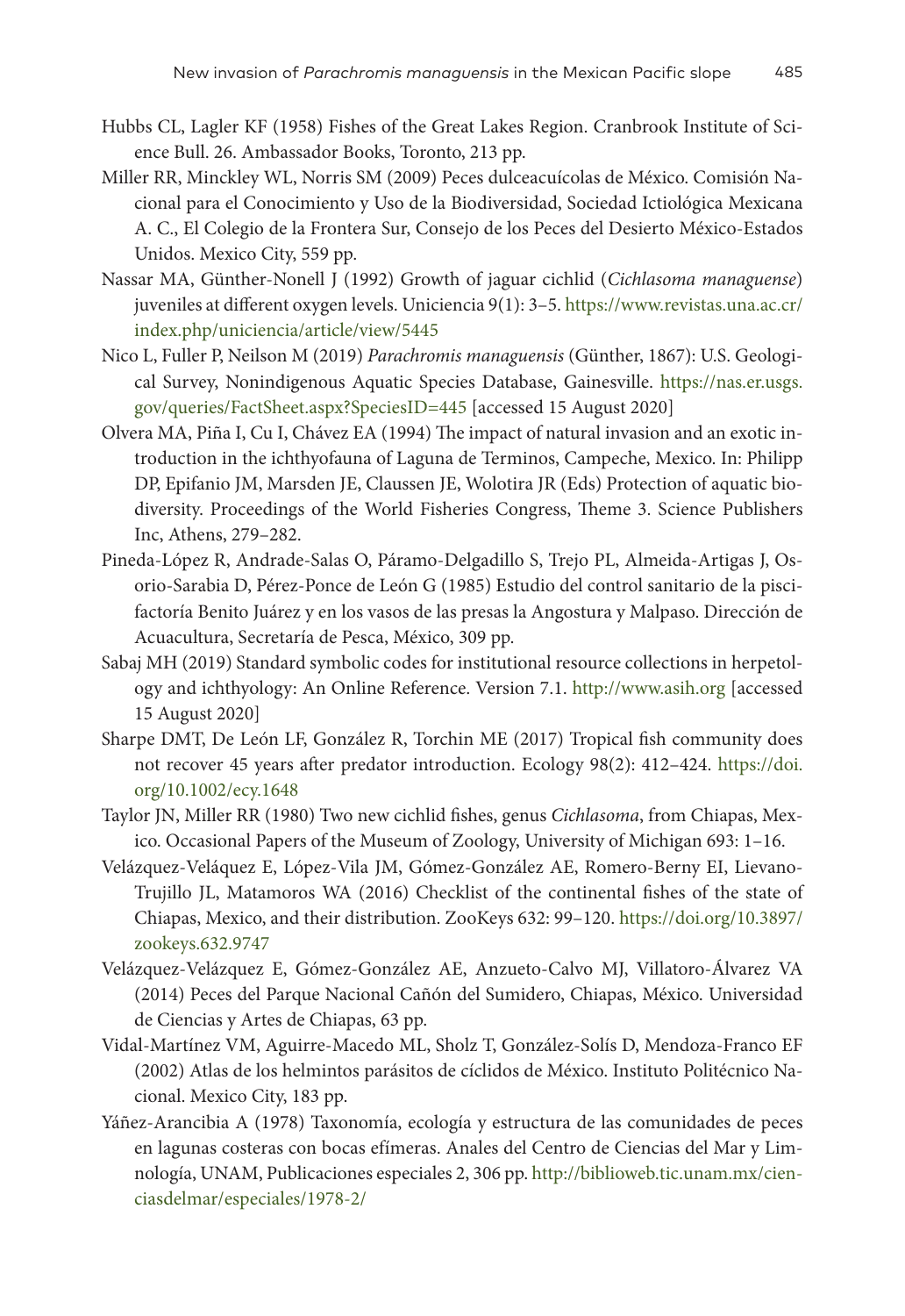Hubbs CL, Lagler KF (1958) Fishes of the Great Lakes Region. Cranbrook Institute of Science Bull. 26. Ambassador Books, Toronto, 213 pp.

Miller RR, Minckley WL, Norris SM (2009) Peces dulceacuícolas de México. Comisión Nacional para el Conocimiento y Uso de la Biodiversidad, Sociedad Ictiológica Mexicana A. C., El Colegio de la Frontera Sur, Consejo de los Peces del Desierto México-Estados Unidos. Mexico City, 559 pp.

Nassar MA, Günther-Nonell J (1992) Growth of jaguar cichlid (*Cichlasoma managuense*) juveniles at different oxygen levels. Uniciencia 9(1): 3–5. https://www.revistas.una.ac.cr/index.php/uniciencia/article/view/5445

Nico L, Fuller P, Neilson M (2019) *Parachromis managuensis* (Günther, 1867): U.S. Geological Survey, Nonindigenous Aquatic Species Database, Gainesville. https://nas.er.usgs.gov/queries/FactSheet.aspx?SpeciesID=445 [accessed 15 August 2020]

Olvera MA, Piña I, Cu I, Chávez EA (1994) The impact of natural invasion and an exotic introduction in the ichthyofauna of Laguna de Terminos, Campeche, Mexico. In: Philipp DP, Epifanio JM, Marsden JE, Claussen JE, Wolotira JR (Eds) Protection of aquatic biodiversity. Proceedings of the World Fisheries Congress, Theme 3. Science Publishers Inc, Athens, 279–282.

Pineda-López R, Andrade-Salas O, Páramo-Delgadillo S, Trejo PL, Almeida-Artigas J, Osorio-Sarabia D, Pérez-Ponce de León G (1985) Estudio del control sanitario de la piscifactoría Benito Juárez y en los vasos de las presas la Angostura y Malpaso. Dirección de Acuacultura, Secretaría de Pesca, México, 309 pp.

Sabaj MH (2019) Standard symbolic codes for institutional resource collections in herpetology and ichthyology: An Online Reference. Version 7.1. http://www.asih.org [accessed 15 August 2020]

Sharpe DMT, De León LF, González R, Torchin ME (2017) Tropical fish community does not recover 45 years after predator introduction. Ecology 98(2): 412–424. https://doi.org/10.1002/ecy.1648

Taylor JN, Miller RR (1980) Two new cichlid fishes, genus *Cichlasoma*, from Chiapas, Mexico. Occasional Papers of the Museum of Zoology, University of Michigan 693: 1–16.

Velázquez-Veláquez E, López-Vila JM, Gómez-González AE, Romero-Berny EI, Lievano-Trujillo JL, Matamoros WA (2016) Checklist of the continental fishes of the state of Chiapas, Mexico, and their distribution. ZooKeys 632: 99–120. https://doi.org/10.3897/zookeys.632.9747

Velázquez-Velázquez E, Gómez-González AE, Anzueto-Calvo MJ, Villatoro-Álvarez VA (2014) Peces del Parque Nacional Cañón del Sumidero, Chiapas, México. Universidad de Ciencias y Artes de Chiapas, 63 pp.

Vidal-Martínez VM, Aguirre-Macedo ML, Sholz T, González-Solís D, Mendoza-Franco EF (2002) Atlas de los helmintos parásitos de cíclidos de México. Instituto Politécnico Nacional. Mexico City, 183 pp.

Yáñez-Arancibia A (1978) Taxonomía, ecología y estructura de las comunidades de peces en lagunas costeras con bocas efímeras. Anales del Centro de Ciencias del Mar y Limnología, UNAM, Publicaciones especiales 2, 306 pp. http://biblioweb.tic.unam.mx/cienciasdelmar/especiales/1978-2/